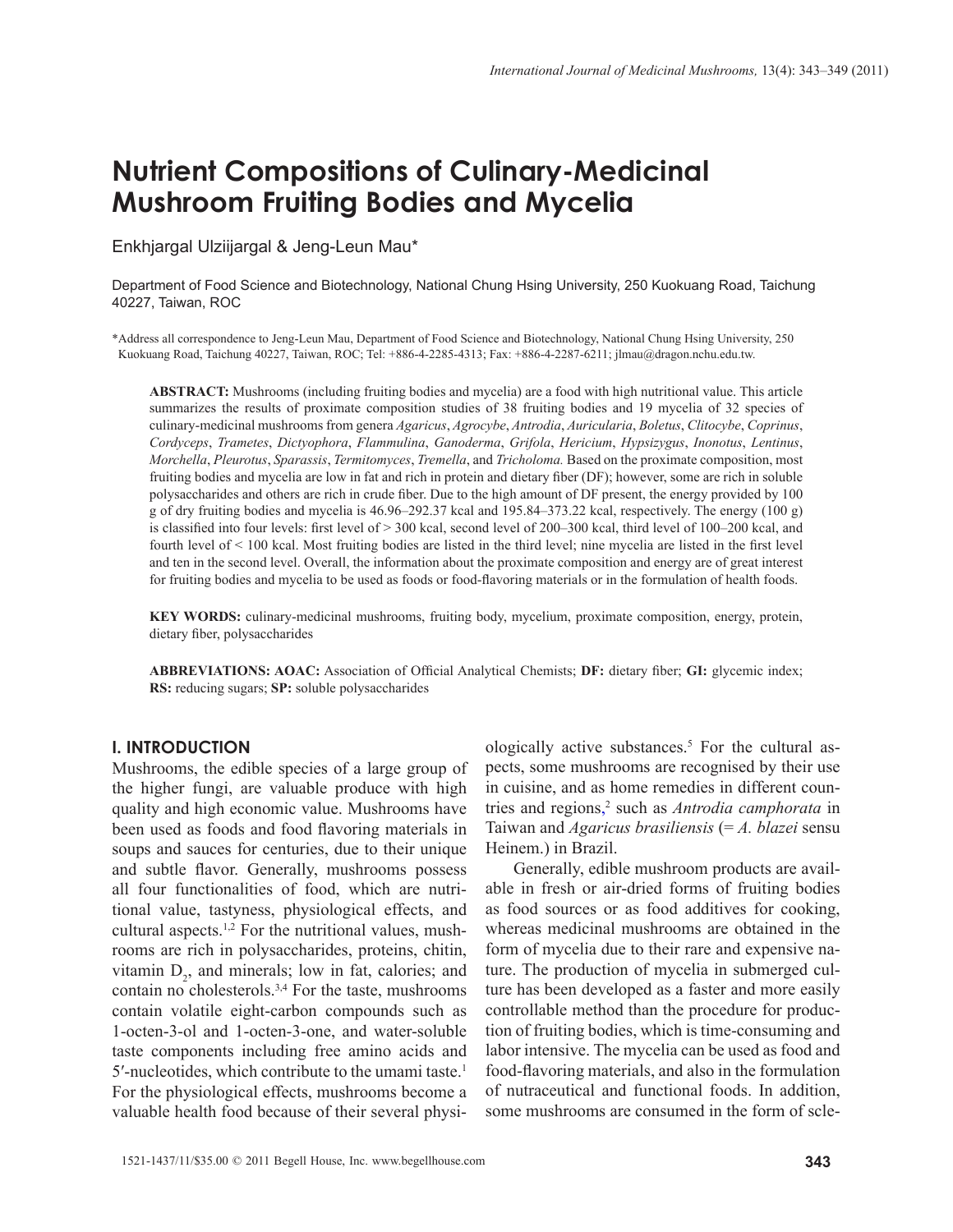# Nutrient Compositions of Culinary-Medicinal Mushroom Fruiting Bodies and Mycelia

Enkhjargal Ulziijargal & Jeng-Leun Mau*

Department of Food Science and Biotechnology, National Chung Hsing University, 250 Kuokuang Road, Taichung 40227, Taiwan, ROC

*Address all correspondence to Jeng-Leun Mau, Department of Food Science and Biotechnology, National Chung Hsing University, 250 Kuokuang Road, Taichung 40227, Taiwan, ROC; Tel: +886-4-2285-4313; Fax: +886-4-2287-6211; jlmau@dragon.nchu.edu.tw.

**ABSTRACT:** Mushrooms (including fruiting bodies and mycelia) are a food with high nutritional value. This article summarizes the results of proximate composition studies of 38 fruiting bodies and 19 mycelia of 32 species of culinary-medicinal mushrooms from genera *Agaricus*, *Agrocybe*, *Antrodia*, *Auricularia*, *Boletus*, *Clitocybe*, *Coprinus*, *Cordyceps*, *Trametes*, *Dictyophora*, *Flammulina*, *Ganoderma*, *Grifola*, *Hericium*, *Hypsizygus*, *Inonotus*, *Lentinus*, *Morchella*, *Pleurotus*, *Sparassis*, *Termitomyces*, *Tremella*, and *Tricholoma.* Based on the proximate composition, most fruiting bodies and mycelia are low in fat and rich in protein and dietary fiber (DF); however, some are rich in soluble polysaccharides and others are rich in crude fiber. Due to the high amount of DF present, the energy provided by 100 g of dry fruiting bodies and mycelia is 46.96–292.37 kcal and 195.84–373.22 kcal, respectively. The energy (100 g) is classified into four levels: first level of > 300 kcal, second level of 200–300 kcal, third level of 100–200 kcal, and fourth level of < 100 kcal. Most fruiting bodies are listed in the third level; nine mycelia are listed in the first level and ten in the second level. Overall, the information about the proximate composition and energy are of great interest for fruiting bodies and mycelia to be used as foods or food-flavoring materials or in the formulation of health foods.

**KEY WORDS:** culinary-medicinal mushrooms, fruiting body, mycelium, proximate composition, energy, protein, dietary fiber, polysaccharides

**ABBREVIATIONS: AOAC:** Association of Official Analytical Chemists; **DF:** dietary fiber; **GI:** glycemic index; **RS:** reducing sugars; **SP:** soluble polysaccharides

## I. INTRODUCTION

Mushrooms, the edible species of a large group of the higher fungi, are valuable produce with high quality and high economic value. Mushrooms have been used as foods and food flavoring materials in soups and sauces for centuries, due to their unique and subtle flavor. Generally, mushrooms possess all four functionalities of food, which are nutritional value, tastyness, physiological effects, and cultural aspects.[1,2] For the nutritional values, mushrooms are rich in polysaccharides, proteins, chitin, vitamin $D_2$, and minerals; low in fat, calories; and contain no cholesterols.[3,4] For the taste, mushrooms contain volatile eight-carbon compounds such as 1-octen-3-ol and 1-octen-3-one, and water-soluble taste components including free amino acids and 5′-nucleotides, which contribute to the umami taste.[1] For the physiological effects, mushrooms become a valuable health food because of their several physiologically active substances.[5] For the cultural aspects, some mushrooms are recognised by their use in cuisine, and as home remedies in different countries and regions,[2] such as *Antrodia camphorata* in Taiwan and *Agaricus brasiliensis* (= *A. blazei* sensu Heinem.) in Brazil.

Generally, edible mushroom products are available in fresh or air-dried forms of fruiting bodies as food sources or as food additives for cooking, whereas medicinal mushrooms are obtained in the form of mycelia due to their rare and expensive nature. The production of mycelia in submerged culture has been developed as a faster and more easily controllable method than the procedure for production of fruiting bodies, which is time-consuming and labor intensive. The mycelia can be used as food and food-flavoring materials, and also in the formulation of nutraceutical and functional foods. In addition, some mushrooms are consumed in the form of scle-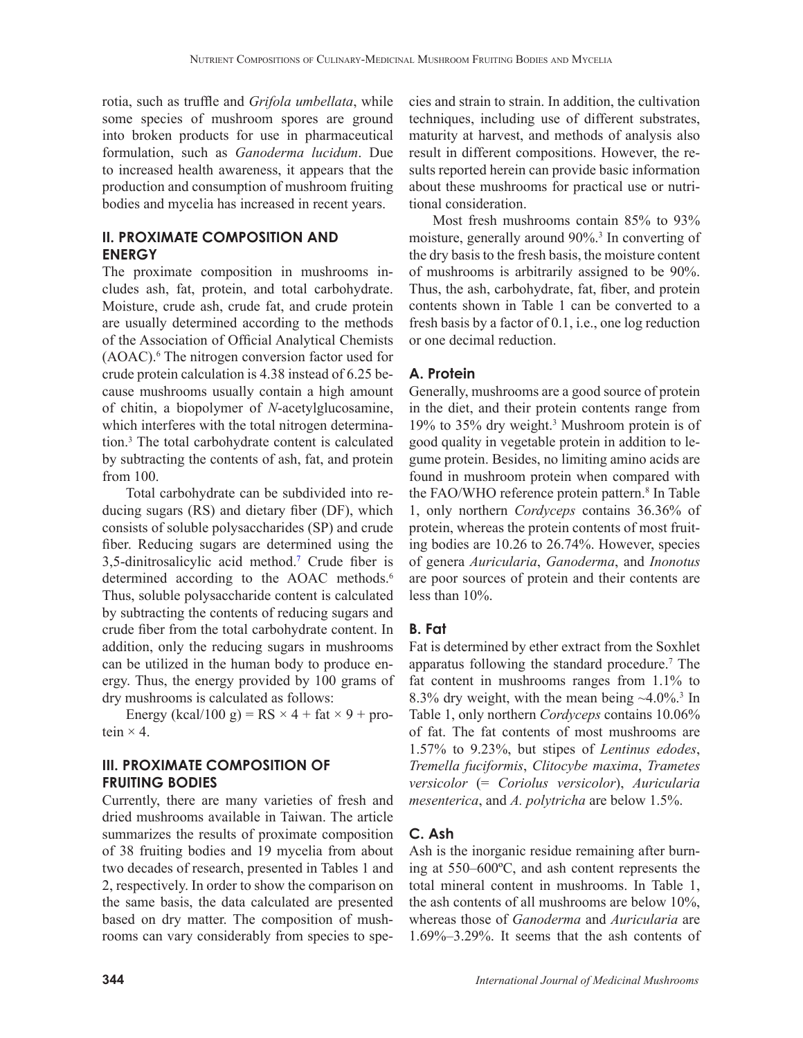rotia, such as truffle and *Grifola umbellata*, while some species of mushroom spores are ground into broken products for use in pharmaceutical formulation, such as *Ganoderma lucidum*. Due to increased health awareness, it appears that the production and consumption of mushroom fruiting bodies and mycelia has increased in recent years.

## II. PROXIMATE COMPOSITION AND ENERGY

The proximate composition in mushrooms includes ash, fat, protein, and total carbohydrate. Moisture, crude ash, crude fat, and crude protein are usually determined according to the methods of the Association of Official Analytical Chemists (AOAC).[6] The nitrogen conversion factor used for crude protein calculation is 4.38 instead of 6.25 because mushrooms usually contain a high amount of chitin, a biopolymer of *N*-acetylglucosamine, which interferes with the total nitrogen determination.[3] The total carbohydrate content is calculated by subtracting the contents of ash, fat, and protein from 100.

Total carbohydrate can be subdivided into reducing sugars (RS) and dietary fiber (DF), which consists of soluble polysaccharides (SP) and crude fiber. Reducing sugars are determined using the 3,5-dinitrosalicylic acid method.[7] Crude fiber is determined according to the AOAC methods.[6] Thus, soluble polysaccharide content is calculated by subtracting the contents of reducing sugars and crude fiber from the total carbohydrate content. In addition, only the reducing sugars in mushrooms can be utilized in the human body to produce energy. Thus, the energy provided by 100 grams of dry mushrooms is calculated as follows:

Energy (kcal/100 g) = RS × 4 + fat × 9 + protein × 4.

## III. PROXIMATE COMPOSITION OF FRUITING BODIES

Currently, there are many varieties of fresh and dried mushrooms available in Taiwan. The article summarizes the results of proximate composition of 38 fruiting bodies and 19 mycelia from about two decades of research, presented in Tables 1 and 2, respectively. In order to show the comparison on the same basis, the data calculated are presented based on dry matter. The composition of mushrooms can vary considerably from species to species and strain to strain. In addition, the cultivation techniques, including use of different substrates, maturity at harvest, and methods of analysis also result in different compositions. However, the results reported herein can provide basic information about these mushrooms for practical use or nutritional consideration.

Most fresh mushrooms contain 85% to 93% moisture, generally around 90%.[3] In converting of the dry basis to the fresh basis, the moisture content of mushrooms is arbitrarily assigned to be 90%. Thus, the ash, carbohydrate, fat, fiber, and protein contents shown in Table 1 can be converted to a fresh basis by a factor of 0.1, i.e., one log reduction or one decimal reduction.

### A. Protein

Generally, mushrooms are a good source of protein in the diet, and their protein contents range from 19% to 35% dry weight.[3] Mushroom protein is of good quality in vegetable protein in addition to legume protein. Besides, no limiting amino acids are found in mushroom protein when compared with the FAO/WHO reference protein pattern.[8] In Table 1, only northern *Cordyceps* contains 36.36% of protein, whereas the protein contents of most fruiting bodies are 10.26 to 26.74%. However, species of genera *Auricularia*, *Ganoderma*, and *Inonotus* are poor sources of protein and their contents are less than 10%.

### B. Fat

Fat is determined by ether extract from the Soxhlet apparatus following the standard procedure.[7] The fat content in mushrooms ranges from 1.1% to 8.3% dry weight, with the mean being ~4.0%.[3] In Table 1, only northern *Cordyceps* contains 10.06% of fat. The fat contents of most mushrooms are 1.57% to 9.23%, but stipes of *Lentinus edodes*, *Tremella fuciformis*, *Clitocybe maxima*, *Trametes versicolor* (= *Coriolus versicolor*), *Auricularia mesenterica*, and *A. polytricha* are below 1.5%.

### C. Ash

Ash is the inorganic residue remaining after burning at 550–600ºC, and ash content represents the total mineral content in mushrooms. In Table 1, the ash contents of all mushrooms are below 10%, whereas those of *Ganoderma* and *Auricularia* are 1.69%–3.29%. It seems that the ash contents of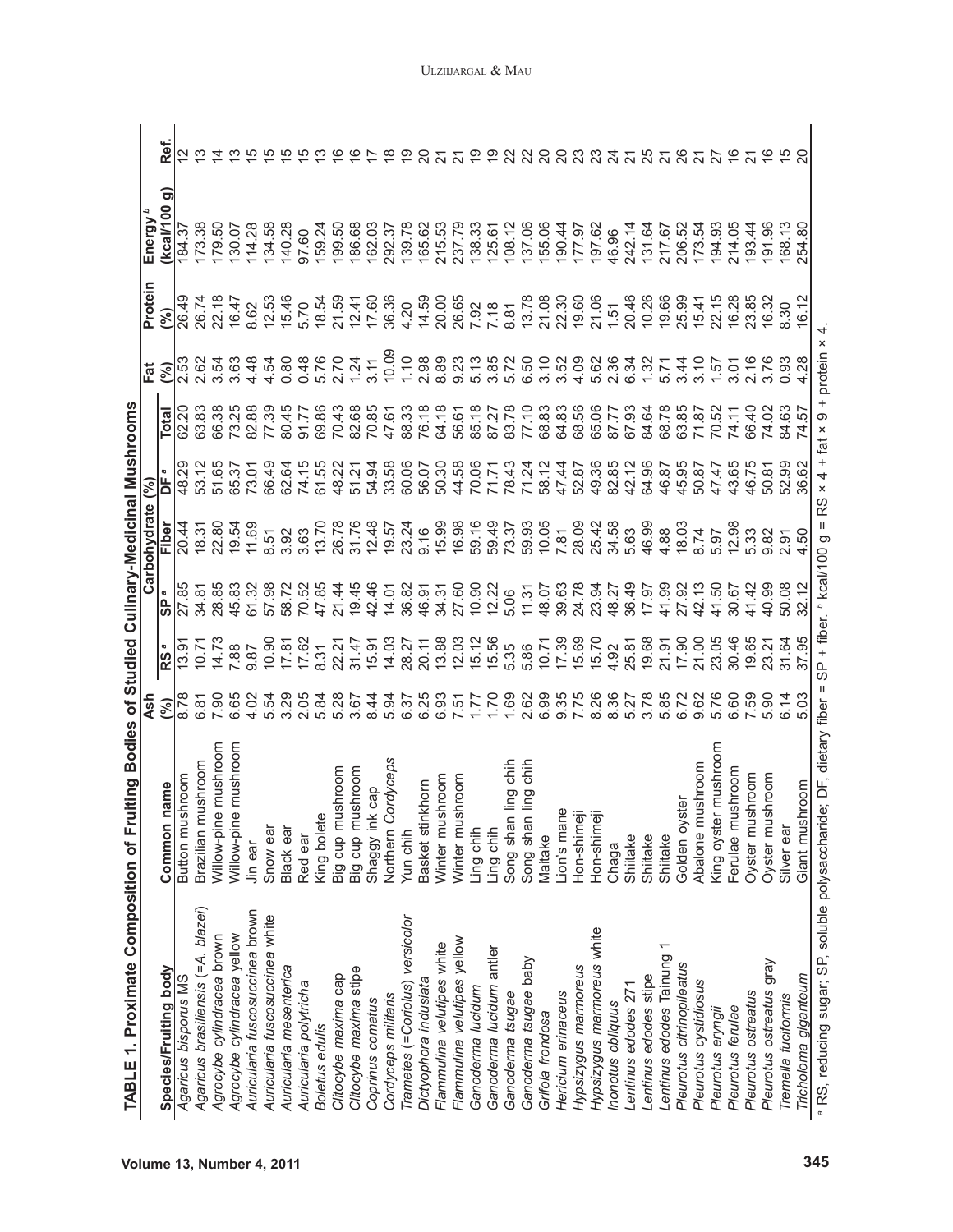**TABLE 1. Proximate Composition of Fruiting Bodies of Studied Culinary-Medicinal Mushrooms**

| Species/Fruiting body | Common name | Ash (%) | Carbohydrate (%) | | | | | Fat (%) | Protein (%) | Energy[b] (kcal/100 g) | Ref. |
|---|---|---|---|---|---|---|---|---|---|---|---|
| | | | RS[a] | SP[a] | Fiber | DF[a] | Total | | | | |
| *Agaricus bisporus* MS | Button mushroom | 8.78 | 13.91 | 27.85 | 20.44 | 48.29 | 62.20 | 2.53 | 26.49 | 184.37 | 12 |
| *Agaricus brasiliensis* (=*A. blazei*) | Brazilian mushroom | 6.81 | 10.71 | 34.81 | 18.31 | 53.12 | 63.83 | 2.62 | 26.74 | 173.38 | 13 |
| *Agrocybe cylindracea* brown | Willow-pine mushroom | 7.90 | 14.73 | 28.85 | 22.80 | 51.65 | 66.38 | 3.54 | 22.18 | 179.50 | 14 |
| *Agrocybe cylindracea* yellow | Willow-pine mushroom | 6.65 | 7.88 | 45.83 | 19.54 | 65.37 | 73.25 | 3.63 | 16.47 | 130.07 | 13 |
| *Auricularia fuscosuccinea* brown | Jin ear | 4.02 | 9.87 | 61.32 | 11.69 | 73.01 | 82.88 | 4.48 | 8.62 | 114.28 | 15 |
| *Auricularia fuscosuccinea* white | Snow ear | 5.54 | 10.90 | 57.98 | 8.51 | 66.49 | 77.39 | 4.54 | 12.53 | 134.58 | 15 |
| *Auricularia mesenterica* | Black ear | 3.29 | 17.81 | 58.72 | 3.92 | 62.64 | 80.45 | 0.80 | 15.46 | 140.28 | 15 |
| *Auricularia polytricha* | Red ear | 2.05 | 17.62 | 70.52 | 3.63 | 74.15 | 91.77 | 0.48 | 5.70 | 97.60 | 15 |
| *Boletus edulis* | King bolete | 5.84 | 8.31 | 47.85 | 13.70 | 61.55 | 69.86 | 5.76 | 18.54 | 159.24 | 13 |
| *Clitocybe maxima* cap | Big cup mushroom | 5.28 | 22.21 | 21.44 | 26.78 | 48.22 | 70.43 | 2.70 | 21.59 | 199.50 | 16 |
| *Clitocybe maxima* stipe | Big cup mushroom | 3.67 | 31.47 | 19.45 | 31.76 | 51.21 | 82.68 | 1.24 | 12.41 | 186.68 | 16 |
| *Coprinus comatus* | Shaggy ink cap | 8.44 | 15.91 | 42.46 | 12.48 | 54.94 | 70.85 | 3.11 | 17.60 | 162.03 | 17 |
| *Cordyceps militaris* | Northern *Cordyceps* | 5.94 | 14.03 | 14.01 | 19.57 | 33.58 | 47.61 | 10.09 | 36.36 | 292.37 | 18 |
| *Trametes* (=*Coriolus*) *versicolor* | Yun chih | 6.37 | 28.27 | 36.82 | 23.24 | 60.06 | 88.33 | 1.10 | 4.20 | 139.78 | 19 |
| *Dictyophora indusiata* | Basket stinkhorn | 6.25 | 20.11 | 46.91 | 9.16 | 56.07 | 76.18 | 2.98 | 14.59 | 165.62 | 20 |
| *Flammulina velutipes* white | Winter mushroom | 6.93 | 13.88 | 34.31 | 15.99 | 50.30 | 64.18 | 8.89 | 20.00 | 215.53 | 21 |
| *Flammulina velutipes* yellow | Winter mushroom | 7.51 | 12.03 | 27.60 | 16.98 | 44.58 | 56.61 | 9.23 | 26.65 | 237.79 | 21 |
| *Ganoderma lucidum* | Ling chih | 1.77 | 15.12 | 10.90 | 59.16 | 70.06 | 85.18 | 5.13 | 7.92 | 138.33 | 19 |
| *Ganoderma lucidum* antler | Ling chih | 1.70 | 15.56 | 12.22 | 59.49 | 71.71 | 87.27 | 3.85 | 7.18 | 125.61 | 19 |
| *Ganoderma tsugae* | Song shan ling chih | 1.69 | 5.35 | 5.06 | 73.37 | 78.43 | 83.78 | 5.72 | 8.81 | 108.12 | 22 |
| *Ganoderma tsugae* baby | Song shan ling chih | 2.62 | 5.86 | 11.31 | 59.93 | 71.24 | 77.10 | 6.50 | 13.78 | 137.06 | 22 |
| *Grifola frondosa* | Maitake | 6.99 | 10.71 | 48.07 | 10.05 | 58.12 | 68.83 | 3.10 | 21.08 | 155.06 | 20 |
| *Hericium erinaceus* | Lion's mane | 9.35 | 17.39 | 39.63 | 7.81 | 47.44 | 64.83 | 3.52 | 22.30 | 190.44 | 20 |
| *Hypsizygus marmoreus* | Hon-shimeji | 7.75 | 15.69 | 24.78 | 28.09 | 52.87 | 68.56 | 4.09 | 19.60 | 177.97 | 23 |
| *Hypsizygus marmoreus* white | Hon-shimeji | 8.26 | 15.70 | 23.94 | 25.42 | 49.36 | 65.06 | 5.62 | 21.06 | 197.62 | 23 |
| *Inonotus obliquus* | Chaga | 8.36 | 4.92 | 48.27 | 34.58 | 82.85 | 87.77 | 2.36 | 1.51 | 46.96 | 24 |
| *Lentinus edodes* 271 | Shiitake | 5.27 | 25.81 | 36.49 | 5.63 | 42.12 | 67.93 | 6.34 | 20.46 | 242.14 | 21 |
| *Lentinus edodes* stipe | Shiitake | 3.78 | 19.68 | 17.97 | 46.99 | 64.96 | 84.64 | 1.32 | 10.26 | 131.64 | 25 |
| *Lentinus edodes* Tainung 1 | Shiitake | 5.85 | 21.91 | 41.99 | 4.88 | 46.87 | 68.78 | 5.71 | 19.66 | 217.67 | 21 |
| *Pleurotus citrinopileatus* | Golden oyster | 6.72 | 17.90 | 27.92 | 18.03 | 45.95 | 63.85 | 3.44 | 25.99 | 206.52 | 26 |
| *Pleurotus cystidiosus* | Abalone mushroom | 9.62 | 21.00 | 42.13 | 8.74 | 50.87 | 71.87 | 3.10 | 15.41 | 173.54 | 21 |
| *Pleurotus eryngii* | King oyster mushroom | 5.76 | 23.05 | 41.50 | 5.97 | 47.47 | 70.52 | 1.57 | 22.15 | 194.93 | 27 |
| *Pleurotus ferulae* | Ferulae mushroom | 6.60 | 30.46 | 30.67 | 12.98 | 43.65 | 74.11 | 3.01 | 16.28 | 214.05 | 16 |
| *Pleurotus ostreatus* | Oyster mushroom | 7.59 | 19.65 | 41.42 | 5.33 | 46.75 | 66.40 | 2.16 | 23.85 | 193.44 | 21 |
| *Pleurotus ostreatus* gray | Oyster mushroom | 5.90 | 23.21 | 40.99 | 9.82 | 50.81 | 74.02 | 3.76 | 16.32 | 191.96 | 16 |
| *Tremella fuciformis* | Silver ear | 6.14 | 31.64 | 50.08 | 2.91 | 52.99 | 84.63 | 0.93 | 8.30 | 168.13 | 15 |
| *Tricholoma giganteum* | Giant mushroom | 5.03 | 37.95 | 32.12 | 4.50 | 36.62 | 74.57 | 4.28 | 16.12 | 254.80 | 20 |

[a] RS, reducing sugar; SP, soluble polysaccharide; DF, dietary fiber = SP + fiber. [b] kcal/100 g = RS × 4 + fat × 9 + protein × 4.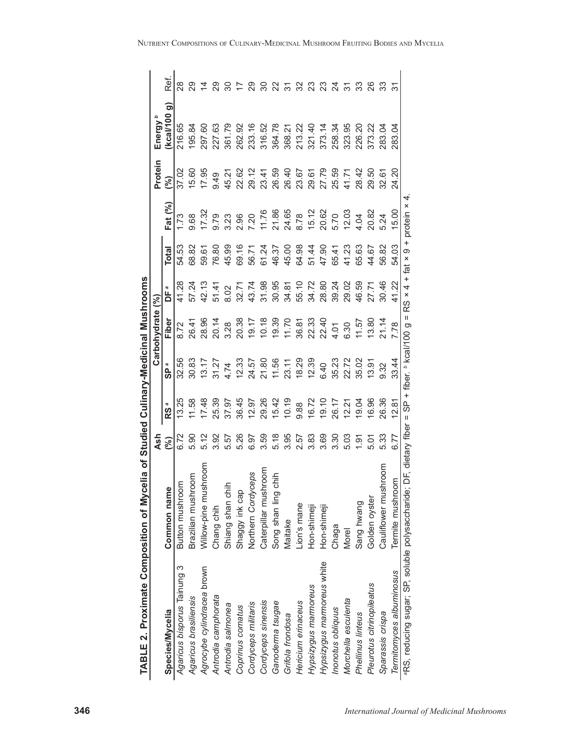**TABLE 2. Proximate Composition of Mycelia of Studied Culinary-Medicinal Mushrooms**

| Species/Mycelia | Common name | Ash (%) | Carbohydrate (%) | | | | | Fat (%) | Protein (%) | Energy [b] (kcal/100 g) | Ref. |
|---|---|---|---|---|---|---|---|---|---|---|---|
| | | | RS [a] | SP [a] | Fiber | DF [a] | Total | | | | |
| *Agaricus bisporus* Tainung 3 | Button mushroom | 6.72 | 13.25 | 32.56 | 8.72 | 41.28 | 54.53 | 1.73 | 37.02 | 216.65 | 28 |
| *Agaricus brasiliensis* | Brazilian mushroom | 5.90 | 11.58 | 30.83 | 26.41 | 57.24 | 68.82 | 9.68 | 15.60 | 195.84 | 29 |
| *Agrocybe cylindracea* brown | Willow-pine mushroom | 5.12 | 17.48 | 13.17 | 28.96 | 42.13 | 59.61 | 17.32 | 17.95 | 297.60 | 14 |
| *Antrodia camphorata* | Chang chih | 3.92 | 25.39 | 31.27 | 20.14 | 51.41 | 76.80 | 9.79 | 9.49 | 227.63 | 29 |
| *Antrodia salmonea* | Shiang shan chih | 5.57 | 37.97 | 4.74 | 3.28 | 8.02 | 45.99 | 3.23 | 45.21 | 361.79 | 30 |
| *Coprinus comatus* | Shaggy ink cap | 5.26 | 36.45 | 12.33 | 20.38 | 32.71 | 69.16 | 2.96 | 22.62 | 262.92 | 17 |
| *Cordyceps militaris* | Northern *Cordyceps* | 6.97 | 12.97 | 24.57 | 19.17 | 43.74 | 56.71 | 7.20 | 29.12 | 233.16 | 29 |
| *Cordyceps sinensis* | Caterpillar mushroom | 3.59 | 29.26 | 21.80 | 10.18 | 31.98 | 61.24 | 11.76 | 23.41 | 316.52 | 30 |
| *Ganoderma tsugae* | Song shan ling chih | 5.18 | 15.42 | 11.56 | 19.39 | 30.95 | 46.37 | 21.86 | 26.59 | 364.78 | 22 |
| *Grifola frondosa* | Maitake | 3.95 | 10.19 | 23.11 | 11.70 | 34.81 | 45.00 | 24.65 | 26.40 | 368.21 | 31 |
| *Hericium erinaceus* | Lion's mane | 2.57 | 9.88 | 18.29 | 36.81 | 55.10 | 64.98 | 8.78 | 23.67 | 213.22 | 32 |
| *Hypsizygus marmoreus* | Hon-shimeji | 3.83 | 16.72 | 12.39 | 22.33 | 34.72 | 51.44 | 15.12 | 29.61 | 321.40 | 23 |
| *Hypsizygus marmoreus* white | Hon-shimeji | 3.69 | 19.10 | 6.40 | 22.40 | 28.80 | 47.90 | 20.62 | 27.79 | 373.14 | 23 |
| *Inonotus obliquus* | Chaga | 3.30 | 26.17 | 35.23 | 4.01 | 39.24 | 65.41 | 5.70 | 25.59 | 258.34 | 24 |
| *Morchella esculenta* | Morel | 5.03 | 12.21 | 22.72 | 6.30 | 29.02 | 41.23 | 12.03 | 41.71 | 323.95 | 31 |
| *Phellinus linteus* | Sang hwang | 1.91 | 19.04 | 35.02 | 11.57 | 46.59 | 65.63 | 4.04 | 28.42 | 226.20 | 33 |
| *Pleurotus citrinopileatus* | Golden oyster | 5.01 | 16.96 | 13.91 | 13.80 | 27.71 | 44.67 | 20.82 | 29.50 | 373.22 | 26 |
| *Sparassis crispa* | Cauliflower mushroom | 5.33 | 26.36 | 9.32 | 21.14 | 30.46 | 56.82 | 5.24 | 32.61 | 283.04 | 33 |
| *Termitomyces albuminosus* | Termite mushroom | 6.77 | 12.81 | 33.44 | 7.78 | 41.22 | 54.03 | 15.00 | 24.20 | 283.04 | 31 |

[a]RS, reducing sugar; SP, soluble polysaccharide; DF, dietary fiber = SP + fiber. [b] kcal/100 g = RS × 4 + fat × 9 + protein × 4.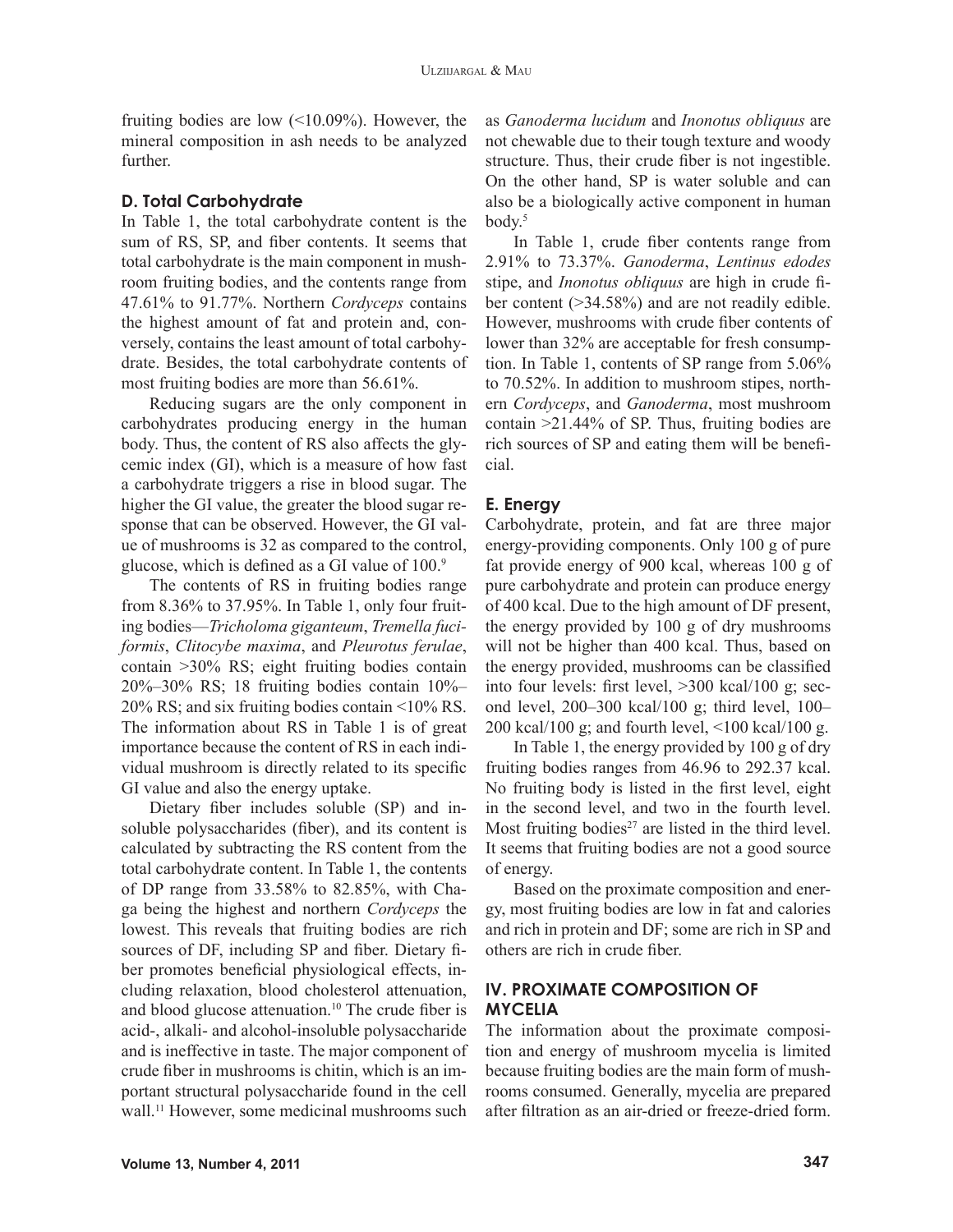fruiting bodies are low (<10.09%). However, the mineral composition in ash needs to be analyzed further.

### D. Total Carbohydrate

In Table 1, the total carbohydrate content is the sum of RS, SP, and fiber contents. It seems that total carbohydrate is the main component in mushroom fruiting bodies, and the contents range from 47.61% to 91.77%. Northern *Cordyceps* contains the highest amount of fat and protein and, conversely, contains the least amount of total carbohydrate. Besides, the total carbohydrate contents of most fruiting bodies are more than 56.61%.

Reducing sugars are the only component in carbohydrates producing energy in the human body. Thus, the content of RS also affects the glycemic index (GI), which is a measure of how fast a carbohydrate triggers a rise in blood sugar. The higher the GI value, the greater the blood sugar response that can be observed. However, the GI value of mushrooms is 32 as compared to the control, glucose, which is defined as a GI value of 100.[9]

The contents of RS in fruiting bodies range from 8.36% to 37.95%. In Table 1, only four fruiting bodies—*Tricholoma giganteum*, *Tremella fuciformis*, *Clitocybe maxima*, and *Pleurotus ferulae*, contain >30% RS; eight fruiting bodies contain 20%–30% RS; 18 fruiting bodies contain 10%–20% RS; and six fruiting bodies contain <10% RS. The information about RS in Table 1 is of great importance because the content of RS in each individual mushroom is directly related to its specific GI value and also the energy uptake.

Dietary fiber includes soluble (SP) and insoluble polysaccharides (fiber), and its content is calculated by subtracting the RS content from the total carbohydrate content. In Table 1, the contents of DP range from 33.58% to 82.85%, with Chaga being the highest and northern *Cordyceps* the lowest. This reveals that fruiting bodies are rich sources of DF, including SP and fiber. Dietary fiber promotes beneficial physiological effects, including relaxation, blood cholesterol attenuation, and blood glucose attenuation.[10] The crude fiber is acid-, alkali- and alcohol-insoluble polysaccharide and is ineffective in taste. The major component of crude fiber in mushrooms is chitin, which is an important structural polysaccharide found in the cell wall.[11] However, some medicinal mushrooms such as *Ganoderma lucidum* and *Inonotus obliquus* are not chewable due to their tough texture and woody structure. Thus, their crude fiber is not ingestible. On the other hand, SP is water soluble and can also be a biologically active component in human body.[5]

In Table 1, crude fiber contents range from 2.91% to 73.37%. *Ganoderma*, *Lentinus edodes* stipe, and *Inonotus obliquus* are high in crude fiber content (>34.58%) and are not readily edible. However, mushrooms with crude fiber contents of lower than 32% are acceptable for fresh consumption. In Table 1, contents of SP range from 5.06% to 70.52%. In addition to mushroom stipes, northern *Cordyceps*, and *Ganoderma*, most mushroom contain >21.44% of SP. Thus, fruiting bodies are rich sources of SP and eating them will be beneficial.

### E. Energy

Carbohydrate, protein, and fat are three major energy-providing components. Only 100 g of pure fat provide energy of 900 kcal, whereas 100 g of pure carbohydrate and protein can produce energy of 400 kcal. Due to the high amount of DF present, the energy provided by 100 g of dry mushrooms will not be higher than 400 kcal. Thus, based on the energy provided, mushrooms can be classified into four levels: first level, >300 kcal/100 g; second level, 200–300 kcal/100 g; third level, 100–200 kcal/100 g; and fourth level, <100 kcal/100 g.

In Table 1, the energy provided by 100 g of dry fruiting bodies ranges from 46.96 to 292.37 kcal. No fruiting body is listed in the first level, eight in the second level, and two in the fourth level. Most fruiting bodies[27] are listed in the third level. It seems that fruiting bodies are not a good source of energy.

Based on the proximate composition and energy, most fruiting bodies are low in fat and calories and rich in protein and DF; some are rich in SP and others are rich in crude fiber.

## IV. PROXIMATE COMPOSITION OF MYCELIA

The information about the proximate composition and energy of mushroom mycelia is limited because fruiting bodies are the main form of mushrooms consumed. Generally, mycelia are prepared after filtration as an air-dried or freeze-dried form.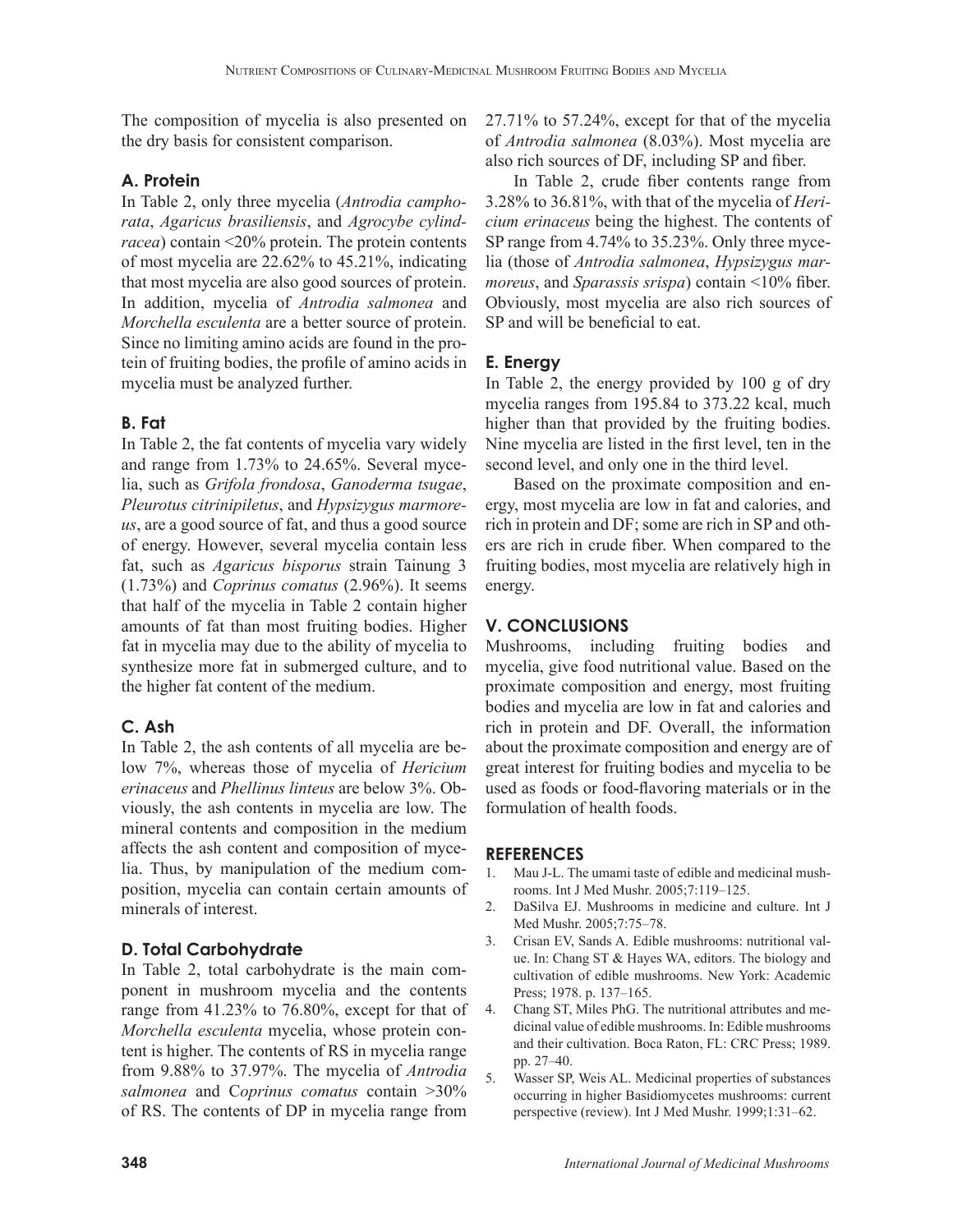The composition of mycelia is also presented on the dry basis for consistent comparison.

### A. Protein

In Table 2, only three mycelia (*Antrodia camphorata*, *Agaricus brasiliensis*, and *Agrocybe cylindracea*) contain <20% protein. The protein contents of most mycelia are 22.62% to 45.21%, indicating that most mycelia are also good sources of protein. In addition, mycelia of *Antrodia salmonea* and *Morchella esculenta* are a better source of protein. Since no limiting amino acids are found in the protein of fruiting bodies, the profile of amino acids in mycelia must be analyzed further.

### B. Fat

In Table 2, the fat contents of mycelia vary widely and range from 1.73% to 24.65%. Several mycelia, such as *Grifola frondosa*, *Ganoderma tsugae*, *Pleurotus citrinipiletus*, and *Hypsizygus marmoreus*, are a good source of fat, and thus a good source of energy. However, several mycelia contain less fat, such as *Agaricus bisporus* strain Tainung 3 (1.73%) and *Coprinus comatus* (2.96%). It seems that half of the mycelia in Table 2 contain higher amounts of fat than most fruiting bodies. Higher fat in mycelia may due to the ability of mycelia to synthesize more fat in submerged culture, and to the higher fat content of the medium.

### C. Ash

In Table 2, the ash contents of all mycelia are below 7%, whereas those of mycelia of *Hericium erinaceus* and *Phellinus linteus* are below 3%. Obviously, the ash contents in mycelia are low. The mineral contents and composition in the medium affects the ash content and composition of mycelia. Thus, by manipulation of the medium composition, mycelia can contain certain amounts of minerals of interest.

### D. Total Carbohydrate

In Table 2, total carbohydrate is the main component in mushroom mycelia and the contents range from 41.23% to 76.80%, except for that of *Morchella esculenta* mycelia, whose protein content is higher. The contents of RS in mycelia range from 9.88% to 37.97%. The mycelia of *Antrodia salmonea* and C*oprinus comatus* contain >30% of RS. The contents of DP in mycelia range from 27.71% to 57.24%, except for that of the mycelia of *Antrodia salmonea* (8.03%). Most mycelia are also rich sources of DF, including SP and fiber.

In Table 2, crude fiber contents range from 3.28% to 36.81%, with that of the mycelia of *Hericium erinaceus* being the highest. The contents of SP range from 4.74% to 35.23%. Only three mycelia (those of *Antrodia salmonea*, *Hypsizygus marmoreus*, and *Sparassis srispa*) contain <10% fiber. Obviously, most mycelia are also rich sources of SP and will be beneficial to eat.

### E. Energy

In Table 2, the energy provided by 100 g of dry mycelia ranges from 195.84 to 373.22 kcal, much higher than that provided by the fruiting bodies. Nine mycelia are listed in the first level, ten in the second level, and only one in the third level.

Based on the proximate composition and energy, most mycelia are low in fat and calories, and rich in protein and DF; some are rich in SP and others are rich in crude fiber. When compared to the fruiting bodies, most mycelia are relatively high in energy.

## V. CONCLUSIONS

Mushrooms, including fruiting bodies and mycelia, give food nutritional value. Based on the proximate composition and energy, most fruiting bodies and mycelia are low in fat and calories and rich in protein and DF. Overall, the information about the proximate composition and energy are of great interest for fruiting bodies and mycelia to be used as foods or food-flavoring materials or in the formulation of health foods.

## REFERENCES

1. Mau J-L. The umami taste of edible and medicinal mushrooms. Int J Med Mushr. 2005;7:119–125.
2. DaSilva EJ. Mushrooms in medicine and culture. Int J Med Mushr. 2005;7:75–78.
3. Crisan EV, Sands A. Edible mushrooms: nutritional value. In: Chang ST & Hayes WA, editors. The biology and cultivation of edible mushrooms. New York: Academic Press; 1978. p. 137–165.
4. Chang ST, Miles PhG. The nutritional attributes and medicinal value of edible mushrooms. In: Edible mushrooms and their cultivation. Boca Raton, FL: CRC Press; 1989. pp. 27–40.
5. Wasser SP, Weis AL. Medicinal properties of substances occurring in higher Basidiomycetes mushrooms: current perspective (review). Int J Med Mushr. 1999;1:31–62.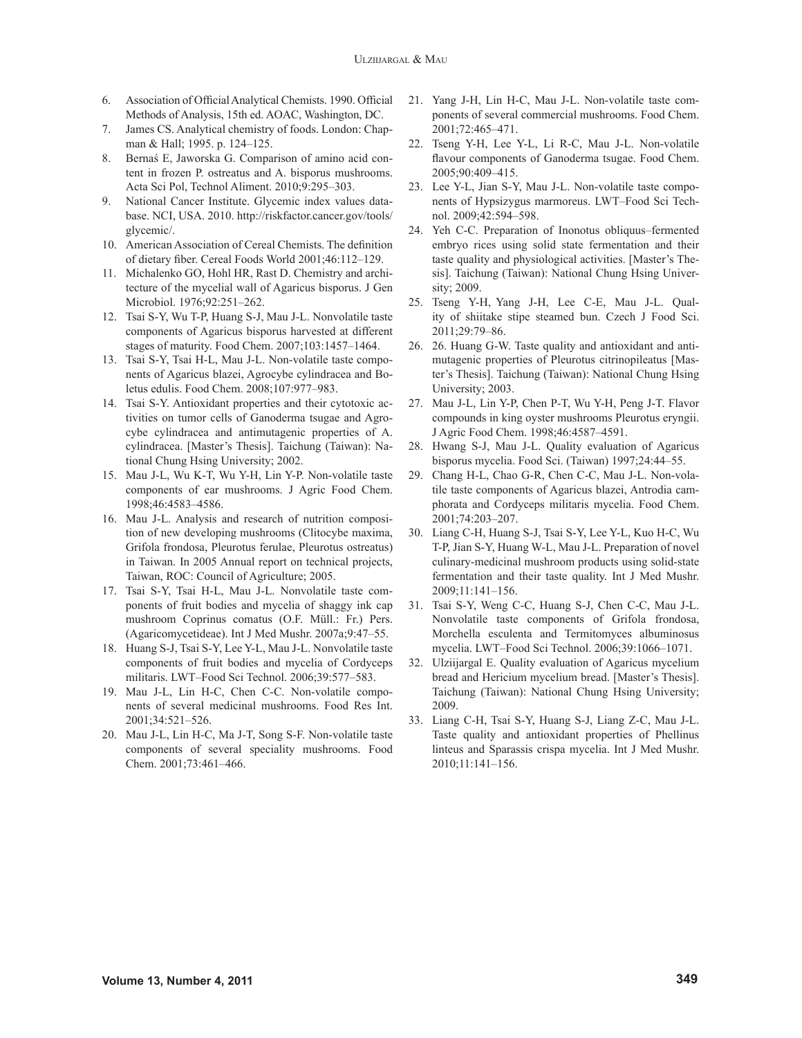6. Association of Official Analytical Chemists. 1990. Official Methods of Analysis, 15th ed. AOAC, Washington, DC.
7. James CS. Analytical chemistry of foods. London: Chapman & Hall; 1995. p. 124–125.
8. Bernaś E, Jaworska G. Comparison of amino acid content in frozen P. ostreatus and A. bisporus mushrooms. Acta Sci Pol, Technol Aliment. 2010;9:295–303.
9. National Cancer Institute. Glycemic index values database. NCI, USA. 2010. http://riskfactor.cancer.gov/tools/glycemic/.
10. American Association of Cereal Chemists. The definition of dietary fiber. Cereal Foods World 2001;46:112–129.
11. Michalenko GO, Hohl HR, Rast D. Chemistry and architecture of the mycelial wall of Agaricus bisporus. J Gen Microbiol. 1976;92:251–262.
12. Tsai S-Y, Wu T-P, Huang S-J, Mau J-L. Nonvolatile taste components of Agaricus bisporus harvested at different stages of maturity. Food Chem. 2007;103:1457–1464.
13. Tsai S-Y, Tsai H-L, Mau J-L. Non-volatile taste components of Agaricus blazei, Agrocybe cylindracea and Boletus edulis. Food Chem. 2008;107:977–983.
14. Tsai S-Y. Antioxidant properties and their cytotoxic activities on tumor cells of Ganoderma tsugae and Agrocybe cylindracea and antimutagenic properties of A. cylindracea. [Master's Thesis]. Taichung (Taiwan): National Chung Hsing University; 2002.
15. Mau J-L, Wu K-T, Wu Y-H, Lin Y-P. Non-volatile taste components of ear mushrooms. J Agric Food Chem. 1998;46:4583–4586.
16. Mau J-L. Analysis and research of nutrition composition of new developing mushrooms (Clitocybe maxima, Grifola frondosa, Pleurotus ferulae, Pleurotus ostreatus) in Taiwan. In 2005 Annual report on technical projects, Taiwan, ROC: Council of Agriculture; 2005.
17. Tsai S-Y, Tsai H-L, Mau J-L. Nonvolatile taste components of fruit bodies and mycelia of shaggy ink cap mushroom Coprinus comatus (O.F. Müll.: Fr.) Pers. (Agaricomycetideae). Int J Med Mushr. 2007a;9:47–55.
18. Huang S-J, Tsai S-Y, Lee Y-L, Mau J-L. Nonvolatile taste components of fruit bodies and mycelia of Cordyceps militaris. LWT–Food Sci Technol. 2006;39:577–583.
19. Mau J-L, Lin H-C, Chen C-C. Non-volatile components of several medicinal mushrooms. Food Res Int. 2001;34:521–526.
20. Mau J-L, Lin H-C, Ma J-T, Song S-F. Non-volatile taste components of several speciality mushrooms. Food Chem. 2001;73:461–466.
21. Yang J-H, Lin H-C, Mau J-L. Non-volatile taste components of several commercial mushrooms. Food Chem. 2001;72:465–471.
22. Tseng Y-H, Lee Y-L, Li R-C, Mau J-L. Non-volatile flavour components of Ganoderma tsugae. Food Chem. 2005;90:409–415.
23. Lee Y-L, Jian S-Y, Mau J-L. Non-volatile taste components of Hypsizygus marmoreus. LWT–Food Sci Technol. 2009;42:594–598.
24. Yeh C-C. Preparation of Inonotus obliquus–fermented embryo rices using solid state fermentation and their taste quality and physiological activities. [Master's Thesis]. Taichung (Taiwan): National Chung Hsing University; 2009.
25. Tseng Y-H, Yang J-H, Lee C-E, Mau J-L. Quality of shiitake stipe steamed bun. Czech J Food Sci. 2011;29:79–86.
26. 26. Huang G-W. Taste quality and antioxidant and antimutagenic properties of Pleurotus citrinopileatus [Master's Thesis]. Taichung (Taiwan): National Chung Hsing University; 2003.
27. Mau J-L, Lin Y-P, Chen P-T, Wu Y-H, Peng J-T. Flavor compounds in king oyster mushrooms Pleurotus eryngii. J Agric Food Chem. 1998;46:4587–4591.
28. Hwang S-J, Mau J-L. Quality evaluation of Agaricus bisporus mycelia. Food Sci. (Taiwan) 1997;24:44–55.
29. Chang H-L, Chao G-R, Chen C-C, Mau J-L. Non-volatile taste components of Agaricus blazei, Antrodia camphorata and Cordyceps militaris mycelia. Food Chem. 2001;74:203–207.
30. Liang C-H, Huang S-J, Tsai S-Y, Lee Y-L, Kuo H-C, Wu T-P, Jian S-Y, Huang W-L, Mau J-L. Preparation of novel culinary-medicinal mushroom products using solid-state fermentation and their taste quality. Int J Med Mushr. 2009;11:141–156.
31. Tsai S-Y, Weng C-C, Huang S-J, Chen C-C, Mau J-L. Nonvolatile taste components of Grifola frondosa, Morchella esculenta and Termitomyces albuminosus mycelia. LWT–Food Sci Technol. 2006;39:1066–1071.
32. Ulziijargal E. Quality evaluation of Agaricus mycelium bread and Hericium mycelium bread. [Master's Thesis]. Taichung (Taiwan): National Chung Hsing University; 2009.
33. Liang C-H, Tsai S-Y, Huang S-J, Liang Z-C, Mau J-L. Taste quality and antioxidant properties of Phellinus linteus and Sparassis crispa mycelia. Int J Med Mushr. 2010;11:141–156.